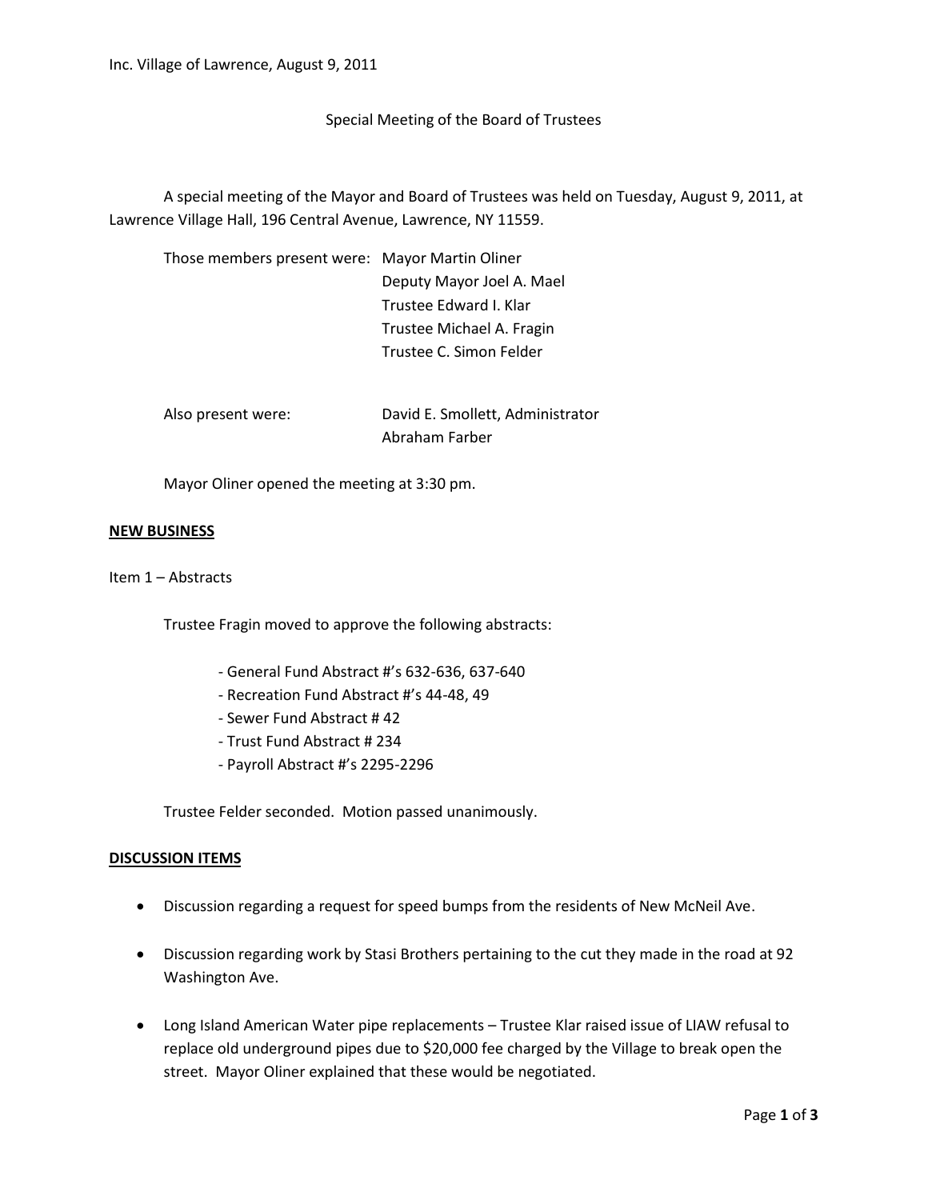Inc. Village of Lawrence, August 9, 2011

Special Meeting of the Board of Trustees

A special meeting of the Mayor and Board of Trustees was held on Tuesday, August 9, 2011, at Lawrence Village Hall, 196 Central Avenue, Lawrence, NY 11559.

Those members present were: Mayor Martin Oliner
Deputy Mayor Joel A. Mael
Trustee Edward I. Klar
Trustee Michael A. Fragin
Trustee C. Simon Felder

Also present were: David E. Smollett, Administrator
Abraham Farber

Mayor Oliner opened the meeting at 3:30 pm.

**NEW BUSINESS**

Item 1 – Abstracts

Trustee Fragin moved to approve the following abstracts:

- General Fund Abstract #'s 632-636, 637-640
- Recreation Fund Abstract #'s 44-48, 49
- Sewer Fund Abstract # 42
- Trust Fund Abstract # 234
- Payroll Abstract #'s 2295-2296

Trustee Felder seconded. Motion passed unanimously.

**DISCUSSION ITEMS**

- Discussion regarding a request for speed bumps from the residents of New McNeil Ave.
- Discussion regarding work by Stasi Brothers pertaining to the cut they made in the road at 92 Washington Ave.
- Long Island American Water pipe replacements – Trustee Klar raised issue of LIAW refusal to replace old underground pipes due to $20,000 fee charged by the Village to break open the street. Mayor Oliner explained that these would be negotiated.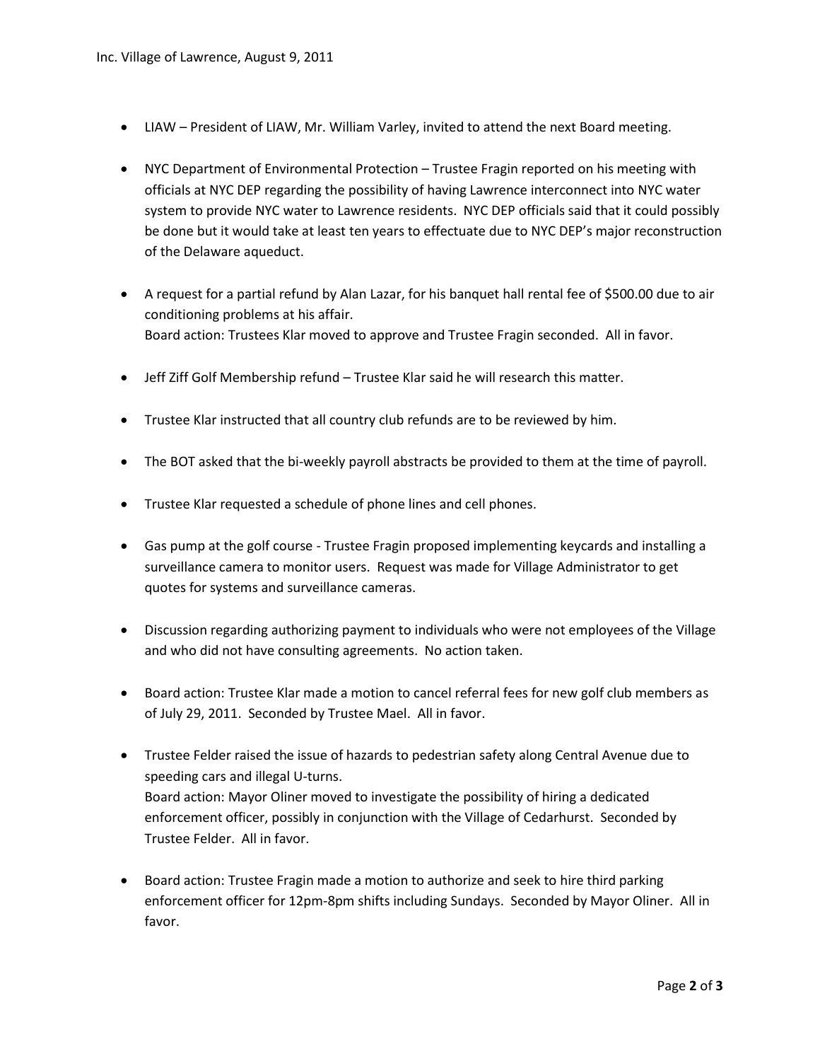- LIAW – President of LIAW, Mr. William Varley, invited to attend the next Board meeting.

- NYC Department of Environmental Protection – Trustee Fragin reported on his meeting with officials at NYC DEP regarding the possibility of having Lawrence interconnect into NYC water system to provide NYC water to Lawrence residents. NYC DEP officials said that it could possibly be done but it would take at least ten years to effectuate due to NYC DEP's major reconstruction of the Delaware aqueduct.

- A request for a partial refund by Alan Lazar, for his banquet hall rental fee of $500.00 due to air conditioning problems at his affair.
  Board action: Trustees Klar moved to approve and Trustee Fragin seconded. All in favor.

- Jeff Ziff Golf Membership refund – Trustee Klar said he will research this matter.

- Trustee Klar instructed that all country club refunds are to be reviewed by him.

- The BOT asked that the bi-weekly payroll abstracts be provided to them at the time of payroll.

- Trustee Klar requested a schedule of phone lines and cell phones.

- Gas pump at the golf course - Trustee Fragin proposed implementing keycards and installing a surveillance camera to monitor users. Request was made for Village Administrator to get quotes for systems and surveillance cameras.

- Discussion regarding authorizing payment to individuals who were not employees of the Village and who did not have consulting agreements. No action taken.

- Board action: Trustee Klar made a motion to cancel referral fees for new golf club members as of July 29, 2011. Seconded by Trustee Mael. All in favor.

- Trustee Felder raised the issue of hazards to pedestrian safety along Central Avenue due to speeding cars and illegal U-turns.
  Board action: Mayor Oliner moved to investigate the possibility of hiring a dedicated enforcement officer, possibly in conjunction with the Village of Cedarhurst. Seconded by Trustee Felder. All in favor.

- Board action: Trustee Fragin made a motion to authorize and seek to hire third parking enforcement officer for 12pm-8pm shifts including Sundays. Seconded by Mayor Oliner. All in favor.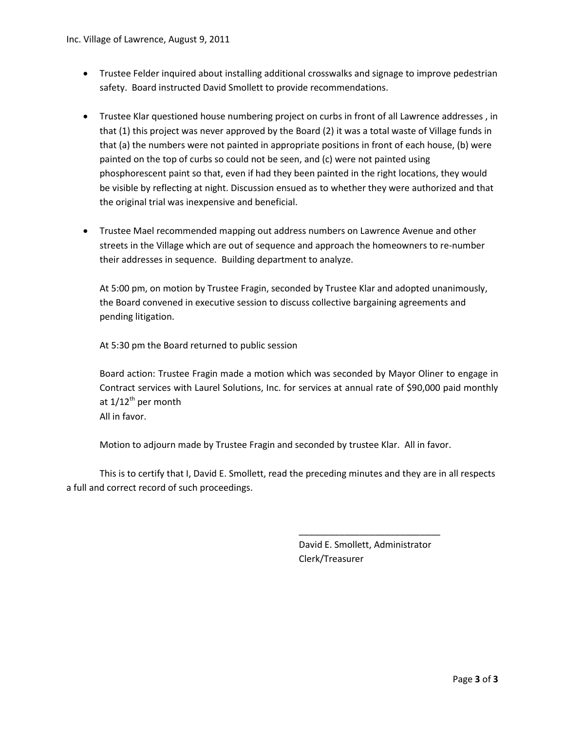- Trustee Felder inquired about installing additional crosswalks and signage to improve pedestrian safety. Board instructed David Smollett to provide recommendations.

- Trustee Klar questioned house numbering project on curbs in front of all Lawrence addresses , in that (1) this project was never approved by the Board (2) it was a total waste of Village funds in that (a) the numbers were not painted in appropriate positions in front of each house, (b) were painted on the top of curbs so could not be seen, and (c) were not painted using phosphorescent paint so that, even if had they been painted in the right locations, they would be visible by reflecting at night. Discussion ensued as to whether they were authorized and that the original trial was inexpensive and beneficial.

- Trustee Mael recommended mapping out address numbers on Lawrence Avenue and other streets in the Village which are out of sequence and approach the homeowners to re-number their addresses in sequence. Building department to analyze.

  At 5:00 pm, on motion by Trustee Fragin, seconded by Trustee Klar and adopted unanimously, the Board convened in executive session to discuss collective bargaining agreements and pending litigation.

  At 5:30 pm the Board returned to public session

  Board action: Trustee Fragin made a motion which was seconded by Mayor Oliner to engage in Contract services with Laurel Solutions, Inc. for services at annual rate of $90,000 paid monthly at 1/12th per month
  All in favor.

  Motion to adjourn made by Trustee Fragin and seconded by trustee Klar. All in favor.

This is to certify that I, David E. Smollett, read the preceding minutes and they are in all respects a full and correct record of such proceedings.

\_\_\_\_\_\_\_\_\_\_\_\_\_\_\_\_\_\_\_\_\_\_\_\_\_\_\_\_\_\_

David E. Smollett, Administrator
Clerk/Treasurer